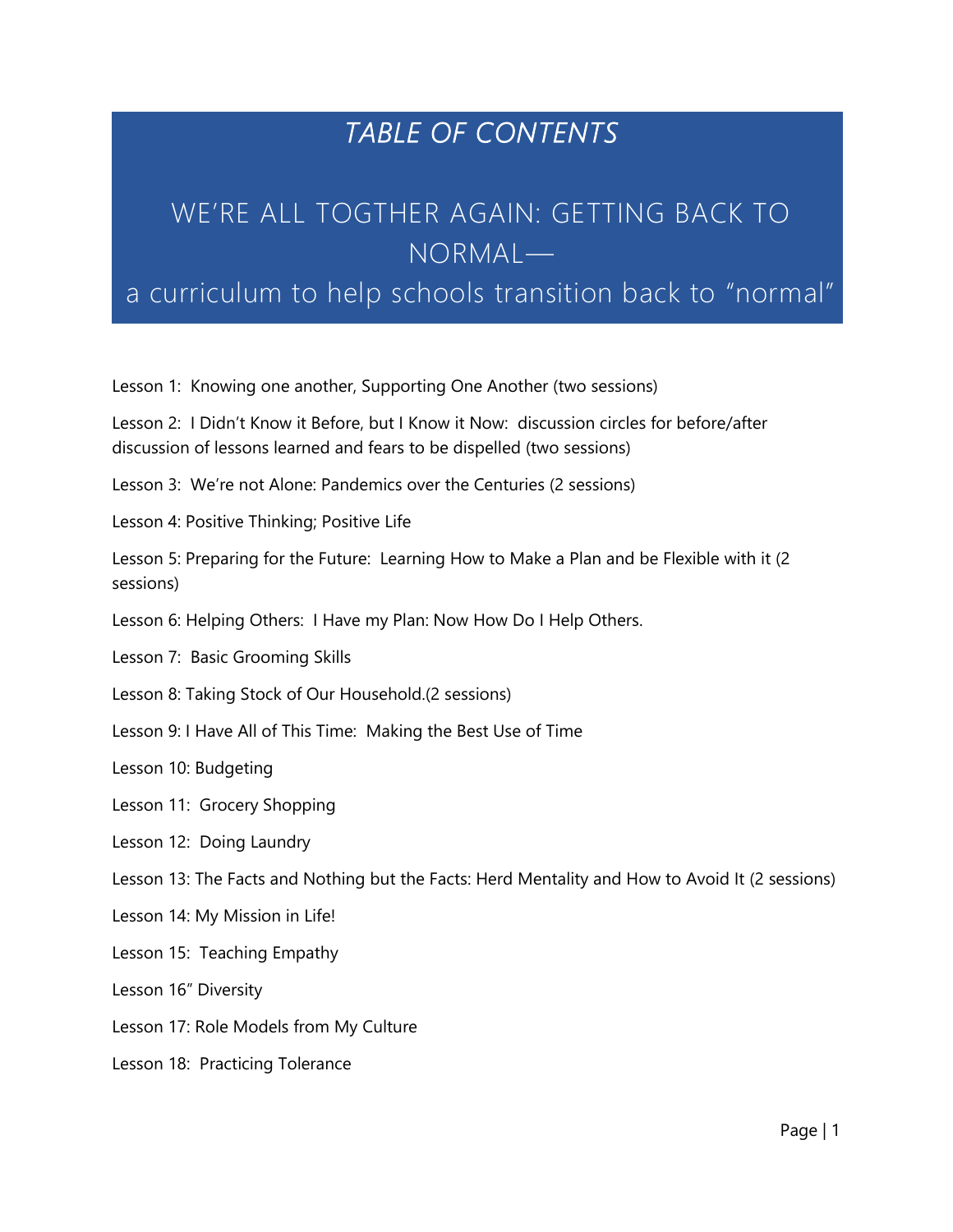# *TABLE OF CONTENTS*

## WE'RE ALL TOGTHER AGAIN: GETTING BACK TO NORMAL—

## a curriculum to help schools transition back to "normal"

Lesson 1: Knowing one another, Supporting One Another (two sessions)

Lesson 2: I Didn't Know it Before, but I Know it Now: discussion circles for before/after discussion of lessons learned and fears to be dispelled (two sessions)

Lesson 3: We're not Alone: Pandemics over the Centuries (2 sessions)

Lesson 4: Positive Thinking; Positive Life

Lesson 5: Preparing for the Future: Learning How to Make a Plan and be Flexible with it (2 sessions)

Lesson 6: Helping Others: I Have my Plan: Now How Do I Help Others.

Lesson 7: Basic Grooming Skills

Lesson 8: Taking Stock of Our Household.(2 sessions)

Lesson 9: I Have All of This Time: Making the Best Use of Time

Lesson 10: Budgeting

Lesson 11: Grocery Shopping

Lesson 12: Doing Laundry

Lesson 13: The Facts and Nothing but the Facts: Herd Mentality and How to Avoid It (2 sessions)

Lesson 14: My Mission in Life!

Lesson 15: Teaching Empathy

Lesson 16" Diversity

Lesson 17: Role Models from My Culture

Lesson 18: Practicing Tolerance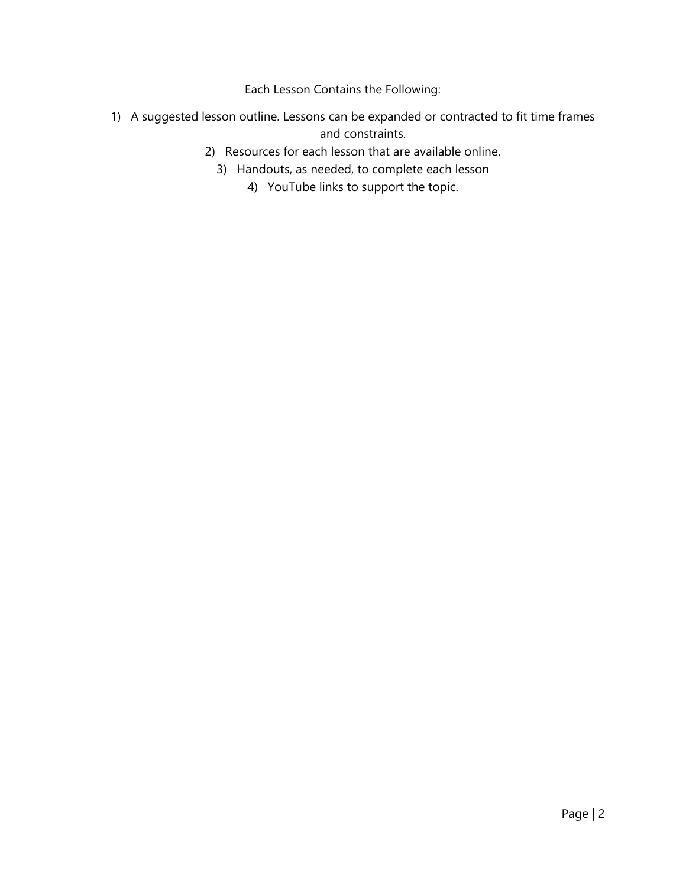Each Lesson Contains the Following:

1) A suggested lesson outline. Lessons can be expanded or contracted to fit time frames and constraints.
2) Resources for each lesson that are available online.
3) Handouts, as needed, to complete each lesson
4) YouTube links to support the topic.